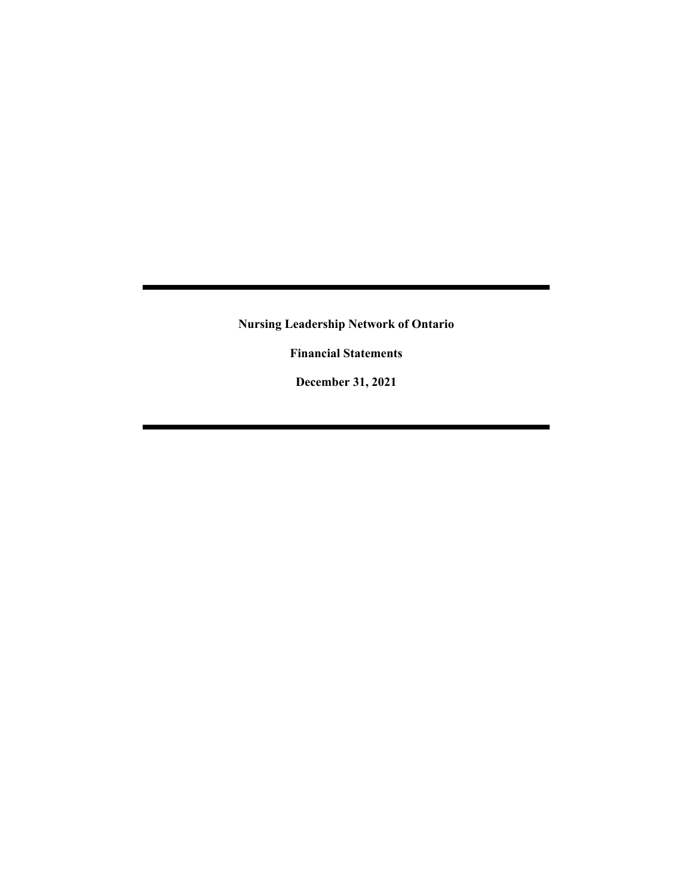**Nursing Leadership Network of Ontario**

**Financial Statements**

**December 31, 2021**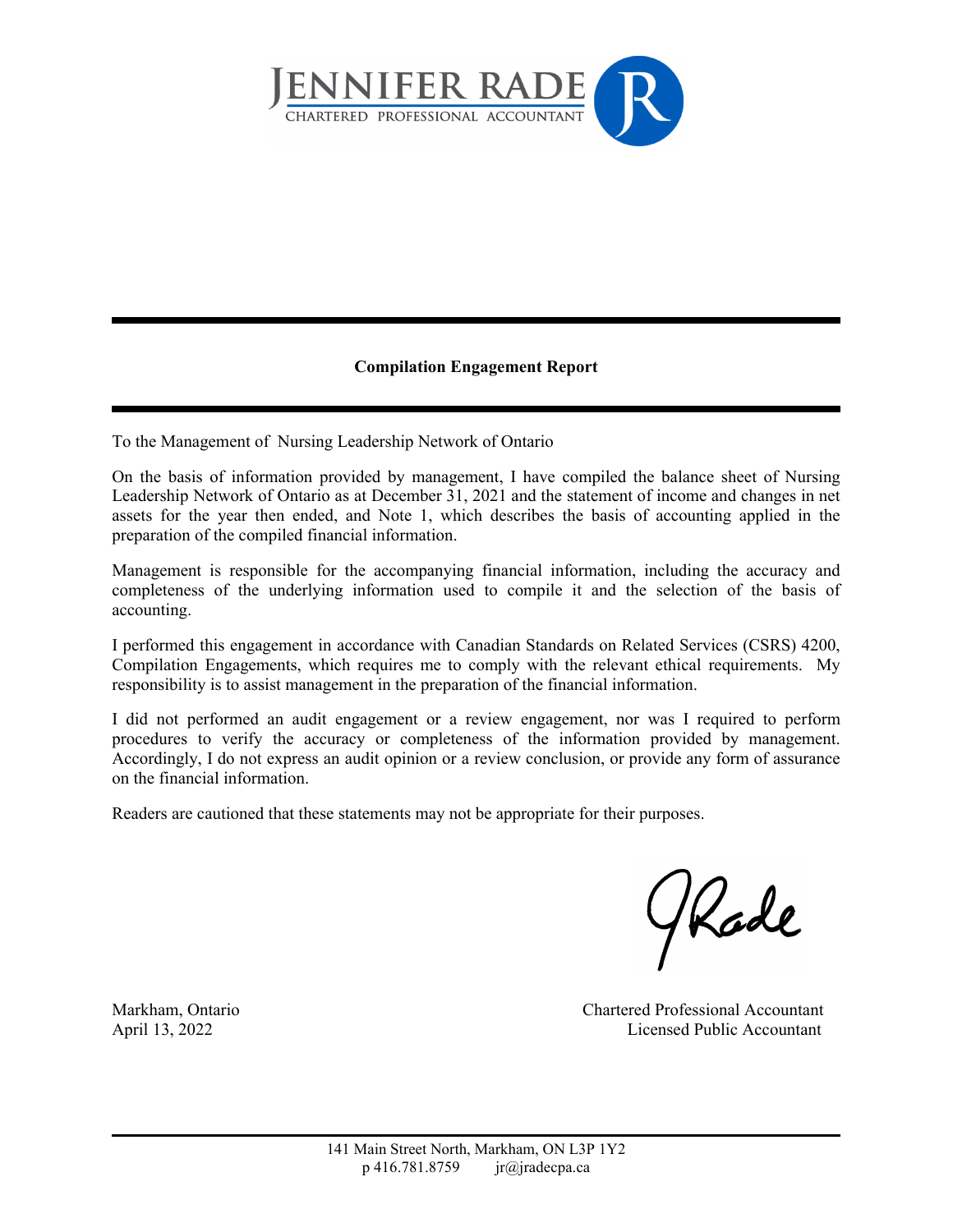JENNIFER RADE
CHARTERED PROFESSIONAL ACCOUNTANT

**Compilation Engagement Report**

To the Management of Nursing Leadership Network of Ontario

On the basis of information provided by management, I have compiled the balance sheet of Nursing Leadership Network of Ontario as at December 31, 2021 and the statement of income and changes in net assets for the year then ended, and Note 1, which describes the basis of accounting applied in the preparation of the compiled financial information.

Management is responsible for the accompanying financial information, including the accuracy and completeness of the underlying information used to compile it and the selection of the basis of accounting.

I performed this engagement in accordance with Canadian Standards on Related Services (CSRS) 4200, Compilation Engagements, which requires me to comply with the relevant ethical requirements. My responsibility is to assist management in the preparation of the financial information.

I did not performed an audit engagement or a review engagement, nor was I required to perform procedures to verify the accuracy or completeness of the information provided by management. Accordingly, I do not express an audit opinion or a review conclusion, or provide any form of assurance on the financial information.

Readers are cautioned that these statements may not be appropriate for their purposes.

JRade

Markham, Ontario
April 13, 2022

Chartered Professional Accountant
Licensed Public Accountant

141 Main Street North, Markham, ON L3P 1Y2
p 416.781.8759 jr@jradecpa.ca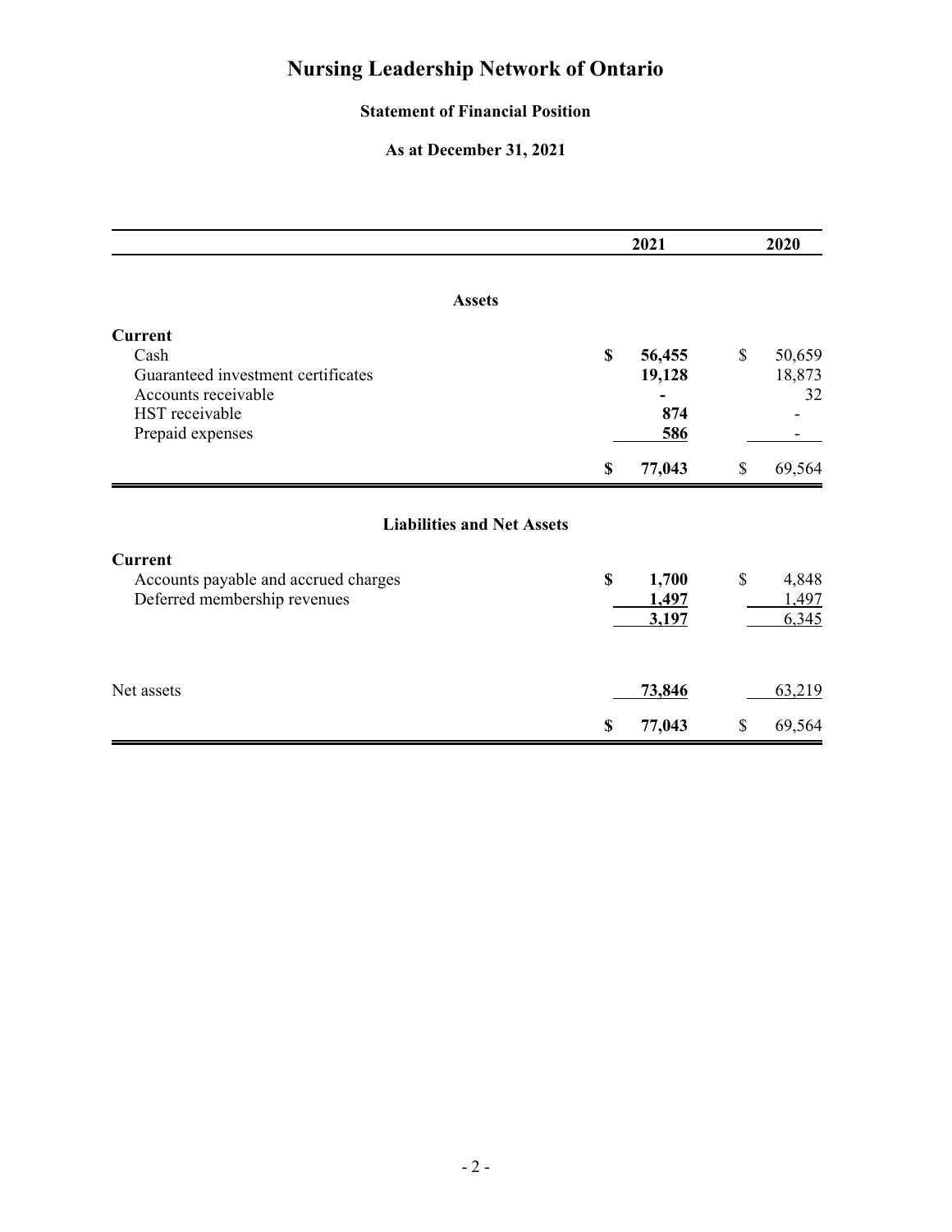# Nursing Leadership Network of Ontario

## Statement of Financial Position

### As at December 31, 2021

| | 2021 | 2020 |
|---|---|---|
| **Assets** | | |
| **Current** | | |
| Cash | **$ 56,455** | $ 50,659 |
| Guaranteed investment certificates | **19,128** | 18,873 |
| Accounts receivable | **-** | 32 |
| HST receivable | **874** | - |
| Prepaid expenses | **586** | - |
| | **$ 77,043** | $ 69,564 |
| **Liabilities and Net Assets** | | |
| **Current** | | |
| Accounts payable and accrued charges | **$ 1,700** | $ 4,848 |
| Deferred membership revenues | **1,497** | 1,497 |
| | **3,197** | 6,345 |
| Net assets | **73,846** | 63,219 |
| | **$ 77,043** | $ 69,564 |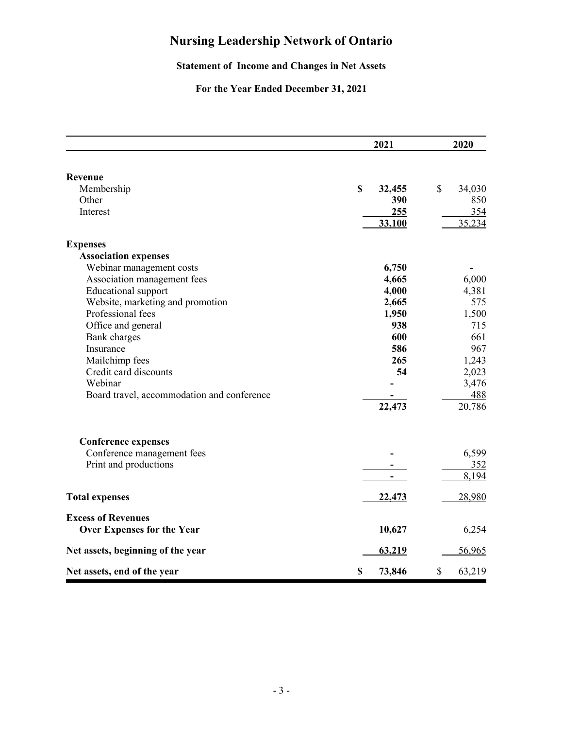# Nursing Leadership Network of Ontario

## Statement of Income and Changes in Net Assets

### For the Year Ended December 31, 2021

| | 2021 | 2020 |
|---|---|---|
| **Revenue** | | |
| Membership | **$ 32,455** | $ 34,030 |
| Other | **390** | 850 |
| Interest | **255** | 354 |
| | **33,100** | 35,234 |
| **Expenses** | | |
| **Association expenses** | | |
| Webinar management costs | **6,750** | - |
| Association management fees | **4,665** | 6,000 |
| Educational support | **4,000** | 4,381 |
| Website, marketing and promotion | **2,665** | 575 |
| Professional fees | **1,950** | 1,500 |
| Office and general | **938** | 715 |
| Bank charges | **600** | 661 |
| Insurance | **586** | 967 |
| Mailchimp fees | **265** | 1,243 |
| Credit card discounts | **54** | 2,023 |
| Webinar | **-** | 3,476 |
| Board travel, accommodation and conference | **-** | 488 |
| | **22,473** | 20,786 |
| **Conference expenses** | | |
| Conference management fees | **-** | 6,599 |
| Print and productions | **-** | 352 |
| | **-** | 8,194 |
| **Total expenses** | **22,473** | 28,980 |
| **Excess of Revenues Over Expenses for the Year** | **10,627** | 6,254 |
| **Net assets, beginning of the year** | **63,219** | 56,965 |
| **Net assets, end of the year** | **$ 73,846** | $ 63,219 |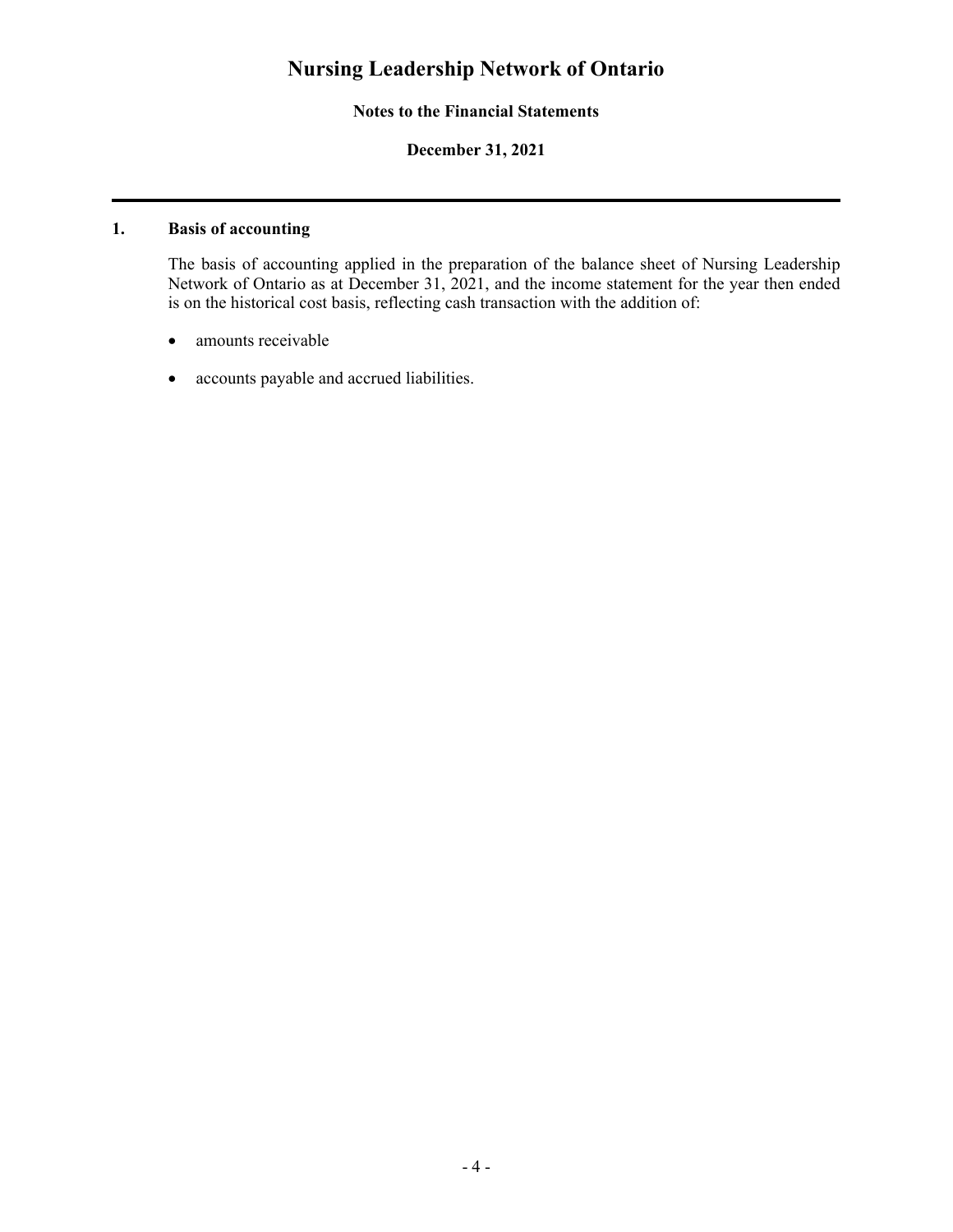# Nursing Leadership Network of Ontario

**Notes to the Financial Statements**

**December 31, 2021**

## 1. Basis of accounting

The basis of accounting applied in the preparation of the balance sheet of Nursing Leadership Network of Ontario as at December 31, 2021, and the income statement for the year then ended is on the historical cost basis, reflecting cash transaction with the addition of:

- amounts receivable
- accounts payable and accrued liabilities.